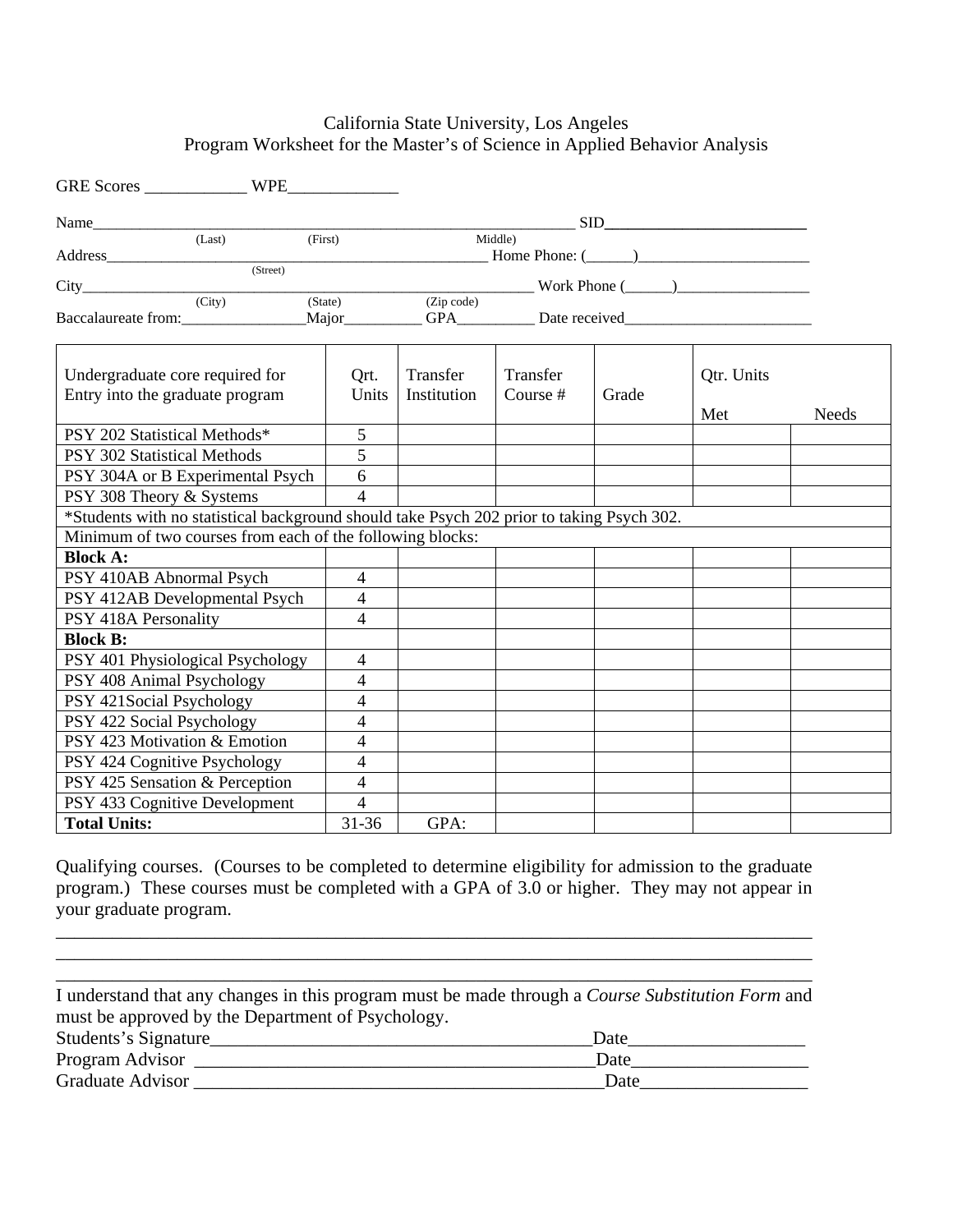California State University, Los Angeles
Program Worksheet for the Master's of Science in Applied Behavior Analysis

GRE Scores ____________ WPE_____________

Name_____________________________________________________________ SID__________________________
(Last) (First) Middle)
Address_________________________________________________ Home Phone: (______)______________________
(Street)
City_________________________________________________________ Work Phone (______)_________________
(City) (State) (Zip code)
Baccalaureate from:________________Major__________ GPA__________ Date received________________________

| Undergraduate core required for Entry into the graduate program | Qrt. Units | Transfer Institution | Transfer Course # | Grade | Qtr. Units Met | Needs |
|---|---|---|---|---|---|---|
| PSY 202 Statistical Methods* | 5 | | | | | |
| PSY 302 Statistical Methods | 5 | | | | | |
| PSY 304A or B Experimental Psych | 6 | | | | | |
| PSY 308 Theory & Systems | 4 | | | | | |
| *Students with no statistical background should take Psych 202 prior to taking Psych 302. | | | | | | |
| Minimum of two courses from each of the following blocks: | | | | | | |
| **Block A:** | | | | | | |
| PSY 410AB Abnormal Psych | 4 | | | | | |
| PSY 412AB Developmental Psych | 4 | | | | | |
| PSY 418A Personality | 4 | | | | | |
| **Block B:** | | | | | | |
| PSY 401 Physiological Psychology | 4 | | | | | |
| PSY 408 Animal Psychology | 4 | | | | | |
| PSY 421Social Psychology | 4 | | | | | |
| PSY 422 Social Psychology | 4 | | | | | |
| PSY 423 Motivation & Emotion | 4 | | | | | |
| PSY 424 Cognitive Psychology | 4 | | | | | |
| PSY 425 Sensation & Perception | 4 | | | | | |
| PSY 433 Cognitive Development | 4 | | | | | |
| **Total Units:** | 31-36 | GPA: | | | | |

Qualifying courses. (Courses to be completed to determine eligibility for admission to the graduate program.) These courses must be completed with a GPA of 3.0 or higher. They may not appear in your graduate program.

___________________________________________________________________________________
___________________________________________________________________________________
___________________________________________________________________________________

I understand that any changes in this program must be made through a *Course Substitution Form* and must be approved by the Department of Psychology.

Students's Signature_________________________________________Date___________________
Program Advisor __________________________________________Date___________________
Graduate Advisor ____________________________________________Date__________________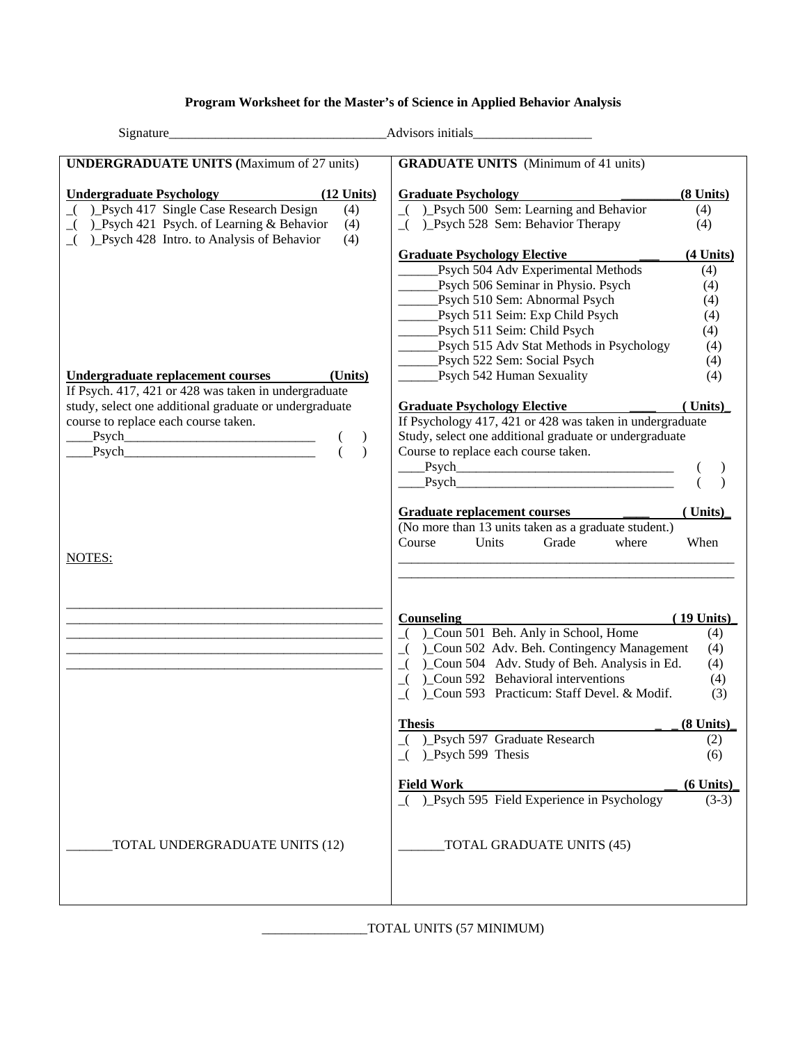# Program Worksheet for the Master's of Science in Applied Behavior Analysis

Signature_________________________________Advisors initials__________________

## UNDERGRADUATE UNITS (Maximum of 27 units)

**Undergraduate Psychology (12 Units)**

_( )_Psych 417 Single Case Research Design (4)
_( )_Psych 421 Psych. of Learning & Behavior (4)
_( )_Psych 428 Intro. to Analysis of Behavior (4)

**Undergraduate replacement courses (Units)**

If Psych. 417, 421 or 428 was taken in undergraduate study, select one additional graduate or undergraduate course to replace each course taken.

____Psych______________________________ ( )
____Psych______________________________ ( )

NOTES:

___________________________________________________
___________________________________________________
___________________________________________________
___________________________________________________
___________________________________________________

_______TOTAL UNDERGRADUATE UNITS (12)

## GRADUATE UNITS (Minimum of 41 units)

**Graduate Psychology _________(8 Units)**

_( )_Psych 500 Sem: Learning and Behavior (4)
_( )_Psych 528 Sem: Behavior Therapy (4)

**Graduate Psychology Elective ___ (4 Units)**

______Psych 504 Adv Experimental Methods (4)
______Psych 506 Seminar in Physio. Psych (4)
______Psych 510 Sem: Abnormal Psych (4)
______Psych 511 Seim: Exp Child Psych (4)
______Psych 511 Seim: Child Psych (4)
______Psych 515 Adv Stat Methods in Psychology (4)
______Psych 522 Sem: Social Psych (4)
______Psych 542 Human Sexuality (4)

**Graduate Psychology Elective ____ ( Units)_**

If Psychology 417, 421 or 428 was taken in undergraduate Study, select one additional graduate or undergraduate Course to replace each course taken.

____Psych__________________________________ ( )
____Psych__________________________________ ( )

**Graduate replacement courses ____ ( Units)_**

(No more than 13 units taken as a graduate student.)

Course Units Grade where When

_____________________________________________________
_____________________________________________________

**Counseling (19 Units)_**

_( )_Coun 501 Beh. Anly in School, Home (4)
_( )_Coun 502 Adv. Beh. Contingency Management (4)
_( )_Coun 504 Adv. Study of Beh. Analysis in Ed. (4)
_( )_Coun 592 Behavioral interventions (4)
_( )_Coun 593 Practicum: Staff Devel. & Modif. (3)

**Thesis _ _ (8 Units)_**

_( )_Psych 597 Graduate Research (2)
_( )_Psych 599 Thesis (6)

**Field Work __ (6 Units)_**

_( )_Psych 595 Field Experience in Psychology (3-3)

_______TOTAL GRADUATE UNITS (45)

________________TOTAL UNITS (57 MINIMUM)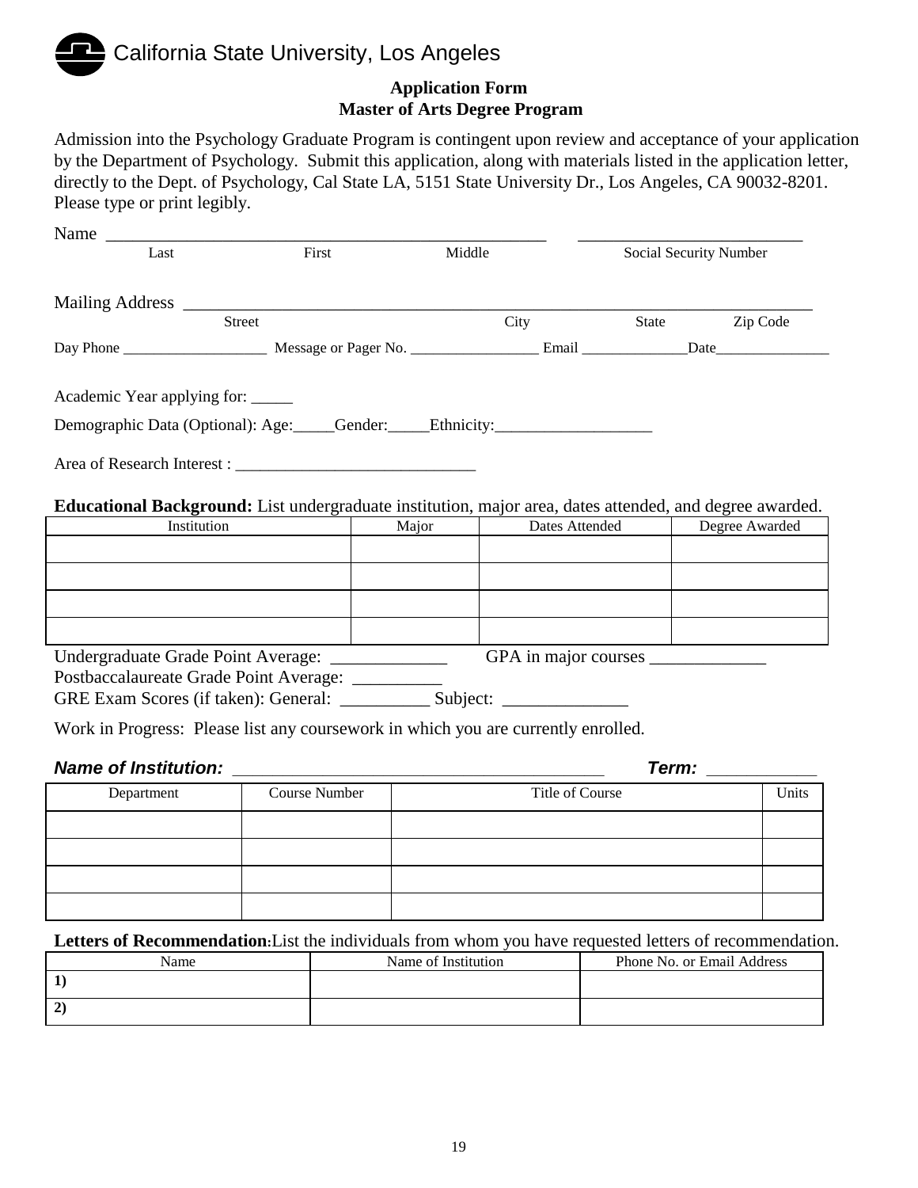California State University, Los Angeles

**Application Form**
**Master of Arts Degree Program**

Admission into the Psychology Graduate Program is contingent upon review and acceptance of your application by the Department of Psychology. Submit this application, along with materials listed in the application letter, directly to the Dept. of Psychology, Cal State LA, 5151 State University Dr., Los Angeles, CA 90032-8201. Please type or print legibly.

Name ____________________________________________________ __________________________
Last First Middle Social Security Number

Mailing Address ______________________________________________________________________
Street City State Zip Code

Day Phone ___________________ Message or Pager No. _________________ Email ______________Date_______________

Academic Year applying for: _____

Demographic Data (Optional): Age:_____Gender:_____Ethnicity:___________________

Area of Research Interest : _____________________________

**Educational Background:** List undergraduate institution, major area, dates attended, and degree awarded.

| Institution | Major | Dates Attended | Degree Awarded |
|---|---|---|---|
| | | | |
| | | | |
| | | | |
| | | | |

Undergraduate Grade Point Average: _____________ GPA in major courses _____________

Postbaccalaureate Grade Point Average: __________

GRE Exam Scores (if taken): General: __________ Subject: ______________

Work in Progress: Please list any coursework in which you are currently enrolled.

***Name of Institution:*** ________________________________________ ***Term:*** ___________

| Department | Course Number | Title of Course | Units |
|---|---|---|---|
| | | | |
| | | | |
| | | | |
| | | | |

**Letters of Recommendation**:List the individuals from whom you have requested letters of recommendation.

| Name | Name of Institution | Phone No. or Email Address |
|---|---|---|
| **1)** | | |
| **2)** | | |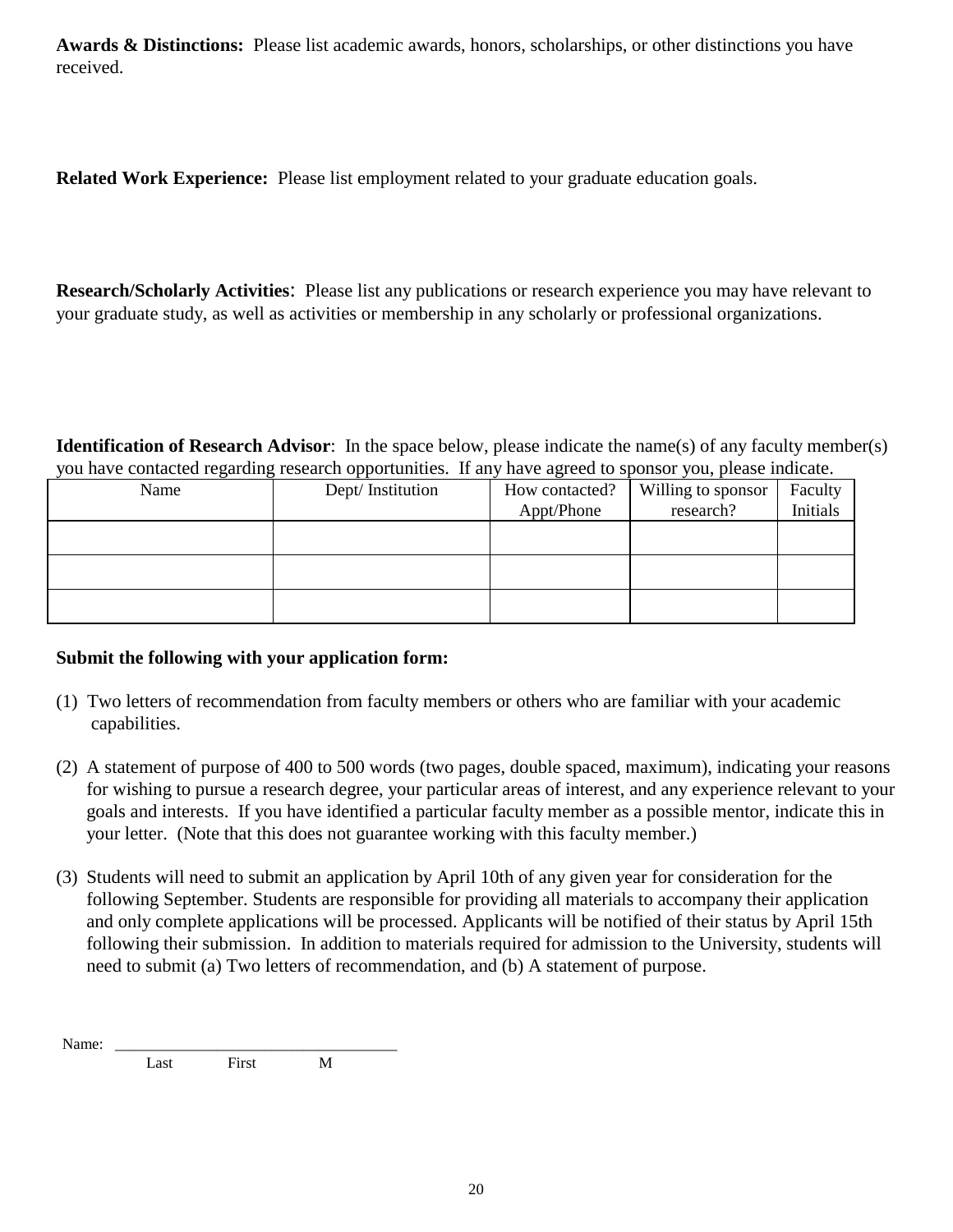**Awards & Distinctions:** Please list academic awards, honors, scholarships, or other distinctions you have received.

**Related Work Experience:** Please list employment related to your graduate education goals.

**Research/Scholarly Activities**: Please list any publications or research experience you may have relevant to your graduate study, as well as activities or membership in any scholarly or professional organizations.

**Identification of Research Advisor**: In the space below, please indicate the name(s) of any faculty member(s) you have contacted regarding research opportunities. If any have agreed to sponsor you, please indicate.

| Name | Dept/ Institution | How contacted? Appt/Phone | Willing to sponsor research? | Faculty Initials |
|---|---|---|---|---|
| | | | | |
| | | | | |
| | | | | |

**Submit the following with your application form:**

(1) Two letters of recommendation from faculty members or others who are familiar with your academic capabilities.

(2) A statement of purpose of 400 to 500 words (two pages, double spaced, maximum), indicating your reasons for wishing to pursue a research degree, your particular areas of interest, and any experience relevant to your goals and interests. If you have identified a particular faculty member as a possible mentor, indicate this in your letter. (Note that this does not guarantee working with this faculty member.)

(3) Students will need to submit an application by April 10th of any given year for consideration for the following September. Students are responsible for providing all materials to accompany their application and only complete applications will be processed. Applicants will be notified of their status by April 15th following their submission. In addition to materials required for admission to the University, students will need to submit (a) Two letters of recommendation, and (b) A statement of purpose.

Name: ___________________________________
Last First M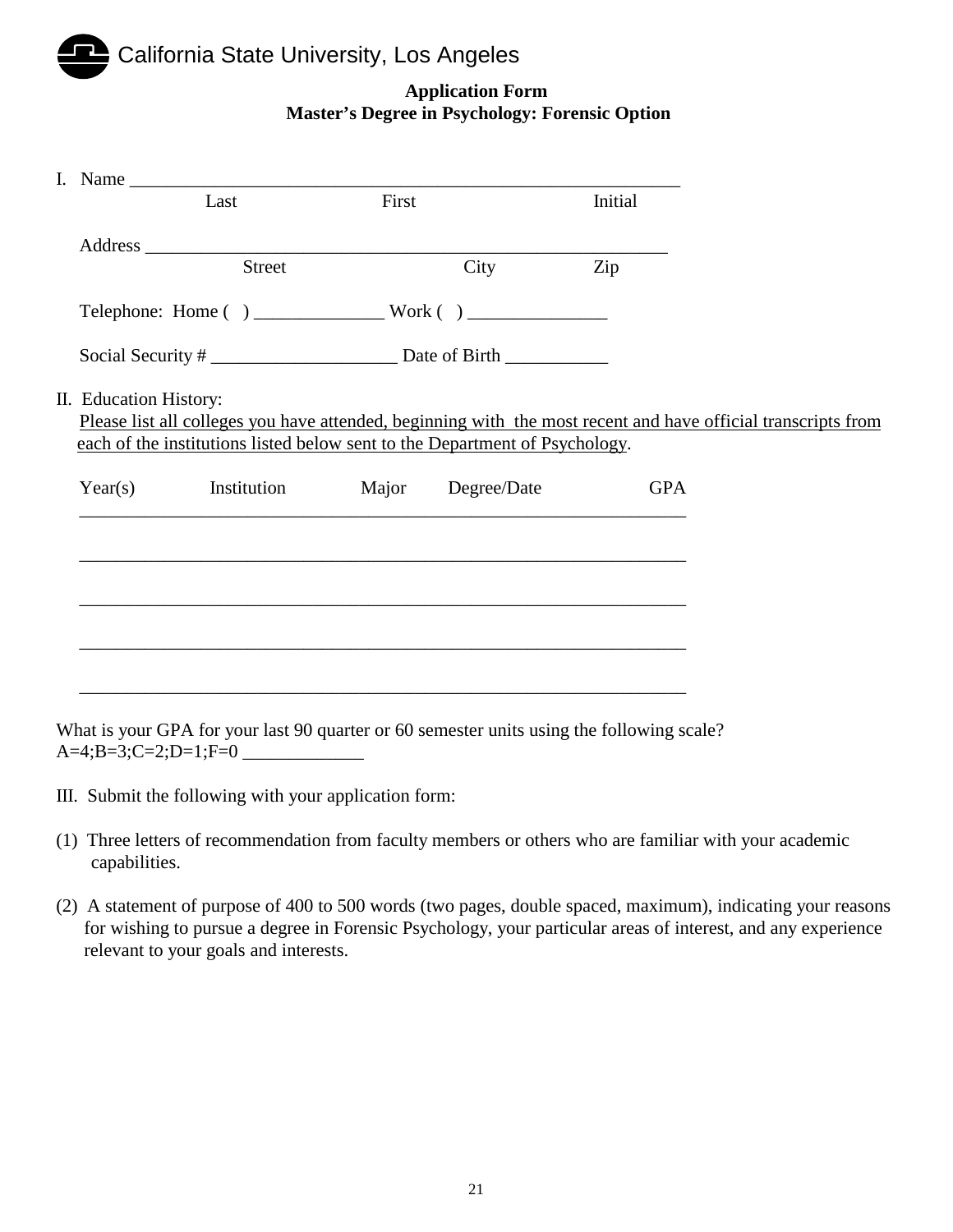California State University, Los Angeles

**Application Form**
**Master's Degree in Psychology: Forensic Option**

I. Name ____________________________________________________________
Last First Initial

Address ______________________________________________________
Street City Zip

Telephone: Home ( ) ______________ Work ( ) _______________

Social Security # ____________________ Date of Birth ___________

II. Education History:
Please list all colleges you have attended, beginning with the most recent and have official transcripts from each of the institutions listed below sent to the Department of Psychology.

| Year(s) | Institution | Major | Degree/Date | GPA |
|---|---|---|---|---|
| | | | | |
| | | | | |
| | | | | |
| | | | | |
| | | | | |

What is your GPA for your last 90 quarter or 60 semester units using the following scale?
A=4;B=3;C=2;D=1;F=0 _____________

III. Submit the following with your application form:

(1) Three letters of recommendation from faculty members or others who are familiar with your academic capabilities.

(2) A statement of purpose of 400 to 500 words (two pages, double spaced, maximum), indicating your reasons for wishing to pursue a degree in Forensic Psychology, your particular areas of interest, and any experience relevant to your goals and interests.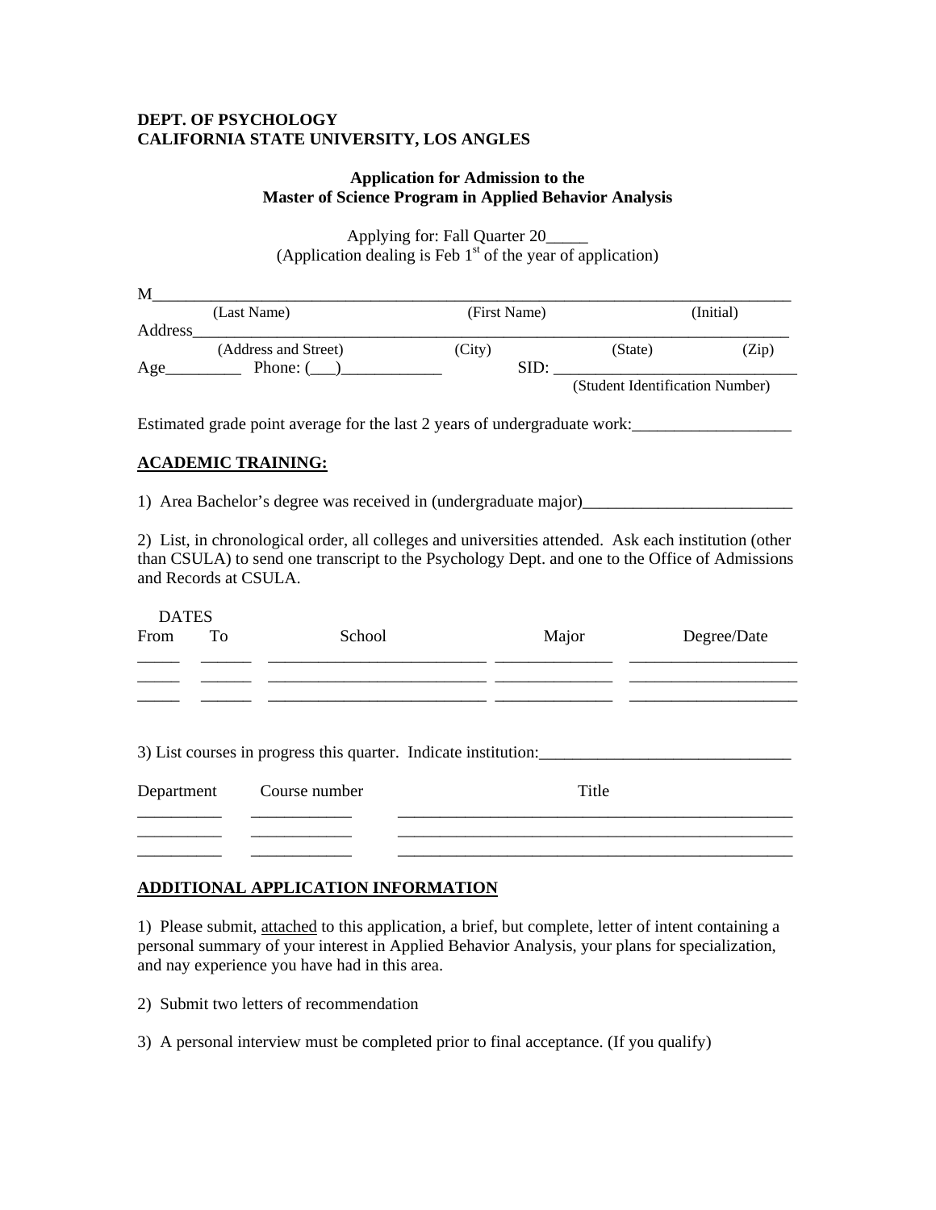**DEPT. OF PSYCHOLOGY**
**CALIFORNIA STATE UNIVERSITY, LOS ANGLES**

**Application for Admission to the**
**Master of Science Program in Applied Behavior Analysis**

Applying for: Fall Quarter 20_____
(Application dealing is Feb 1st of the year of application)

M_______________________________________________________________________
(Last Name) (First Name) (Initial)

Address_________________________________________________________________
(Address and Street) (City) (State) (Zip)

Age_________ Phone: (___)____________ SID: ____________________________
(Student Identification Number)

Estimated grade point average for the last 2 years of undergraduate work:__________________

**ACADEMIC TRAINING:**

1) Area Bachelor's degree was received in (undergraduate major)_________________________

2) List, in chronological order, all colleges and universities attended. Ask each institution (other than CSULA) to send one transcript to the Psychology Dept. and one to the Office of Admissions and Records at CSULA.

| DATES From | To | School | Major | Degree/Date |
|---|---|---|---|---|
| _____ | ______ | _________________________ | ______________ | ____________________ |
| _____ | ______ | _________________________ | ______________ | ____________________ |
| _____ | ______ | _________________________ | ______________ | ____________________ |

3) List courses in progress this quarter. Indicate institution:______________________________

| Department | Course number | Title |
|---|---|---|
| __________ | ____________ | ________________________________________________ |
| __________ | ____________ | ________________________________________________ |
| __________ | ____________ | ________________________________________________ |

**ADDITIONAL APPLICATION INFORMATION**

1) Please submit, attached to this application, a brief, but complete, letter of intent containing a personal summary of your interest in Applied Behavior Analysis, your plans for specialization, and nay experience you have had in this area.

2) Submit two letters of recommendation

3) A personal interview must be completed prior to final acceptance. (If you qualify)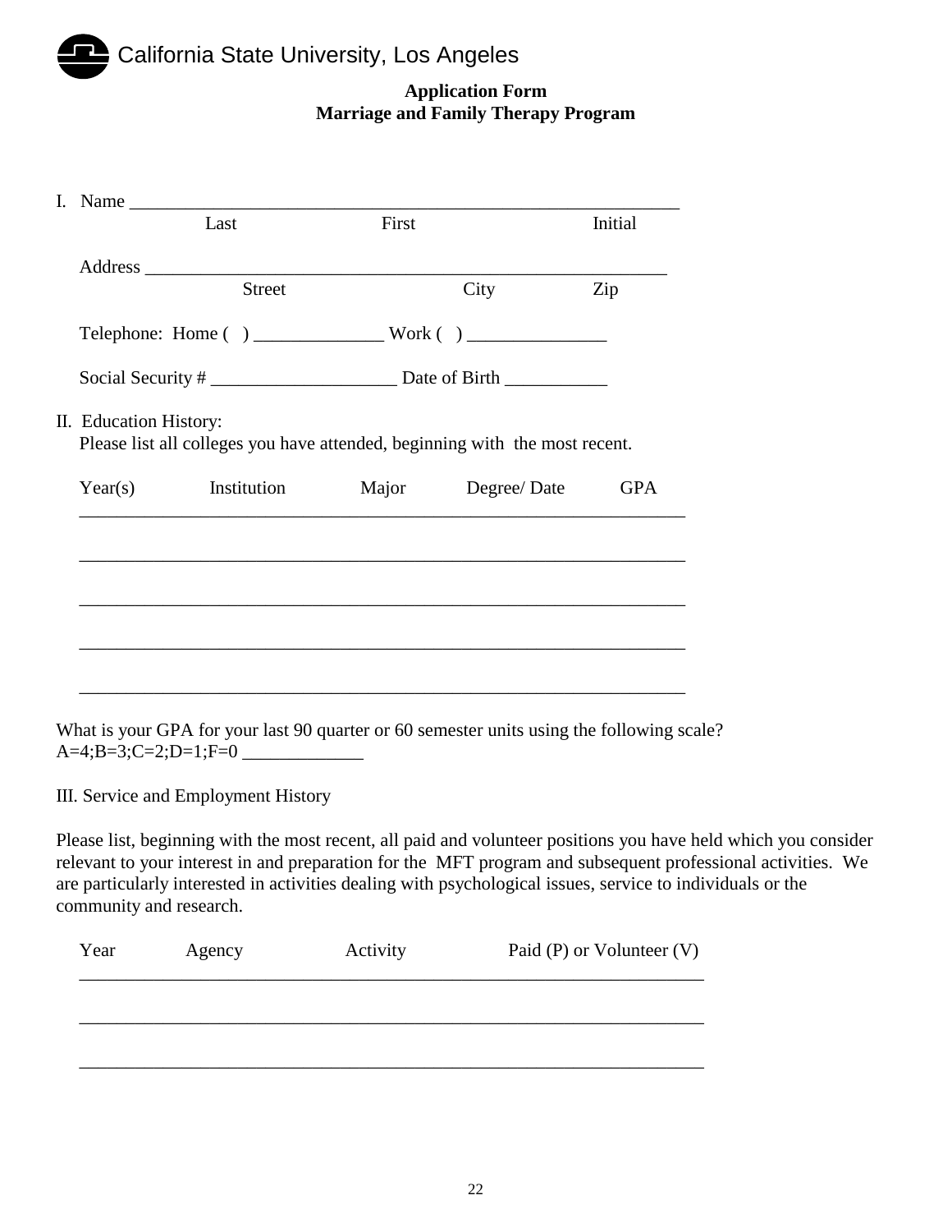California State University, Los Angeles

**Application Form**
**Marriage and Family Therapy Program**

I. Name ____________________________________________________________

Last First Initial

Address _________________________________________________________

Street City Zip

Telephone: Home ( ) ______________ Work ( ) _______________

Social Security # ____________________ Date of Birth ___________

II. Education History:

Please list all colleges you have attended, beginning with the most recent.

| Year(s) | Institution | Major | Degree/ Date | GPA |
|---|---|---|---|---|
| | | | | |
| | | | | |
| | | | | |
| | | | | |
| | | | | |

What is your GPA for your last 90 quarter or 60 semester units using the following scale?
A=4;B=3;C=2;D=1;F=0 _____________

III. Service and Employment History

Please list, beginning with the most recent, all paid and volunteer positions you have held which you consider relevant to your interest in and preparation for the MFT program and subsequent professional activities. We are particularly interested in activities dealing with psychological issues, service to individuals or the community and research.

| Year | Agency | Activity | Paid (P) or Volunteer (V) |
|---|---|---|---|
| | | | |
| | | | |
| | | | |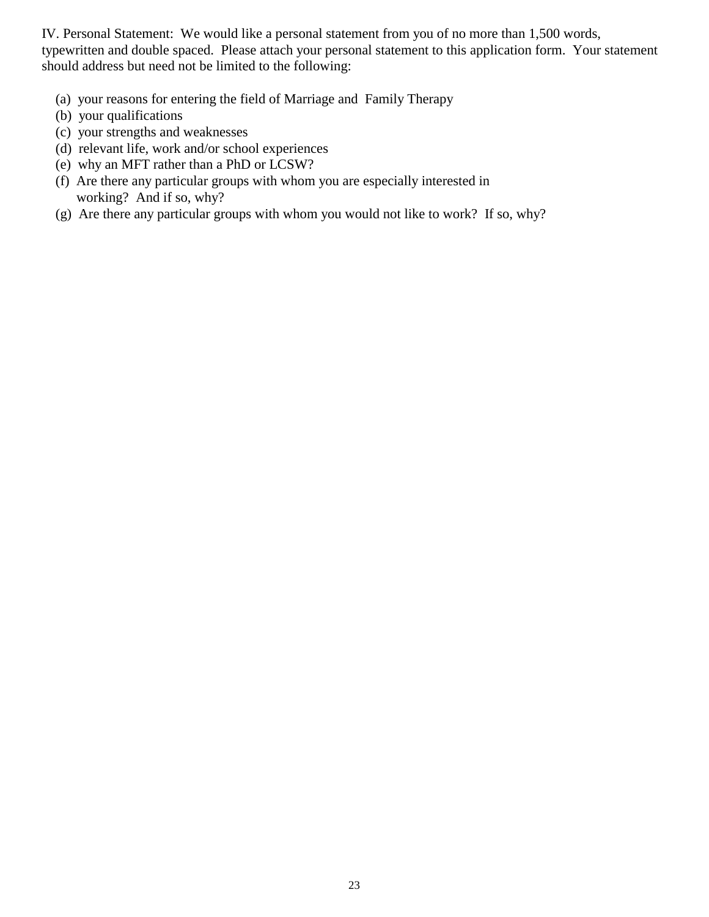IV. Personal Statement: We would like a personal statement from you of no more than 1,500 words, typewritten and double spaced. Please attach your personal statement to this application form. Your statement should address but need not be limited to the following:

(a) your reasons for entering the field of Marriage and Family Therapy
(b) your qualifications
(c) your strengths and weaknesses
(d) relevant life, work and/or school experiences
(e) why an MFT rather than a PhD or LCSW?
(f) Are there any particular groups with whom you are especially interested in working? And if so, why?
(g) Are there any particular groups with whom you would not like to work? If so, why?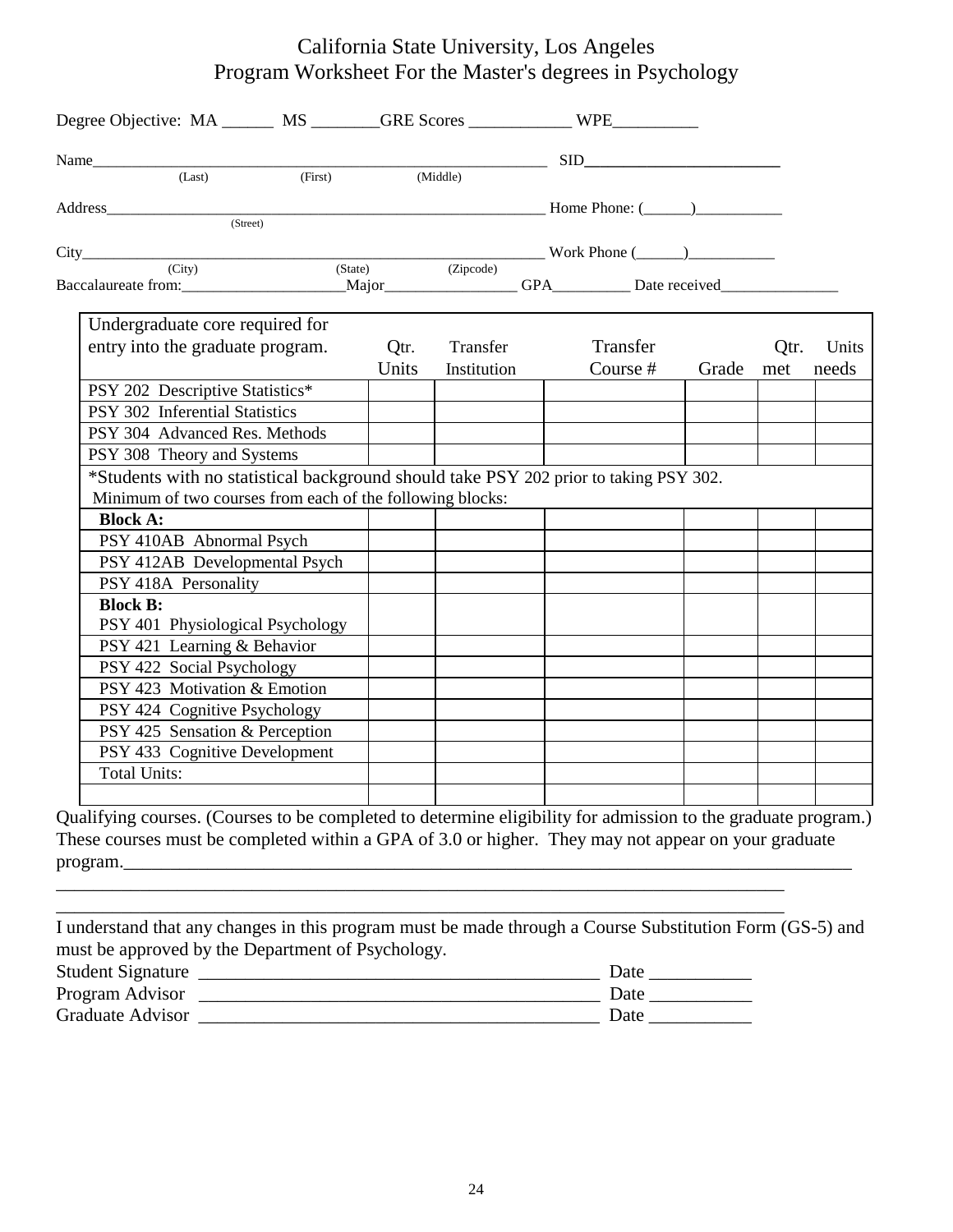# California State University, Los Angeles
## Program Worksheet For the Master's degrees in Psychology

Degree Objective: MA ______ MS ________GRE Scores ____________ WPE__________

Name_____________________________________________________________ SID________________________
(Last) (First) (Middle)

Address___________________________________________________________ Home Phone: (______)___________
(Street)

City______________________________________________________________ Work Phone (______)___________
(City) (State) (Zipcode)

Baccalaureate from:_____________________Major_________________ GPA__________ Date received_______________

| Undergraduate core required for entry into the graduate program. | Qtr. Units | Transfer Institution | Transfer Course # | Grade | Qtr. met | Units needs |
|---|---|---|---|---|---|---|
| PSY 202 Descriptive Statistics* | | | | | | |
| PSY 302 Inferential Statistics | | | | | | |
| PSY 304 Advanced Res. Methods | | | | | | |
| PSY 308 Theory and Systems | | | | | | |
| *Students with no statistical background should take PSY 202 prior to taking PSY 302. Minimum of two courses from each of the following blocks: | | | | | | |
| **Block A:** | | | | | | |
| PSY 410AB Abnormal Psych | | | | | | |
| PSY 412AB Developmental Psych | | | | | | |
| PSY 418A Personality | | | | | | |
| **Block B:** PSY 401 Physiological Psychology | | | | | | |
| PSY 421 Learning & Behavior | | | | | | |
| PSY 422 Social Psychology | | | | | | |
| PSY 423 Motivation & Emotion | | | | | | |
| PSY 424 Cognitive Psychology | | | | | | |
| PSY 425 Sensation & Perception | | | | | | |
| PSY 433 Cognitive Development | | | | | | |
| Total Units: | | | | | | |
| | | | | | | |

Qualifying courses. (Courses to be completed to determine eligibility for admission to the graduate program.) These courses must be completed within a GPA of 3.0 or higher. They may not appear on your graduate program.___________________________________________________________________________________

_________________________________________________________________________________

_________________________________________________________________________________

I understand that any changes in this program must be made through a Course Substitution Form (GS-5) and must be approved by the Department of Psychology.

Student Signature ____________________________________________ Date ___________

Program Advisor ____________________________________________ Date ___________

Graduate Advisor ____________________________________________ Date ___________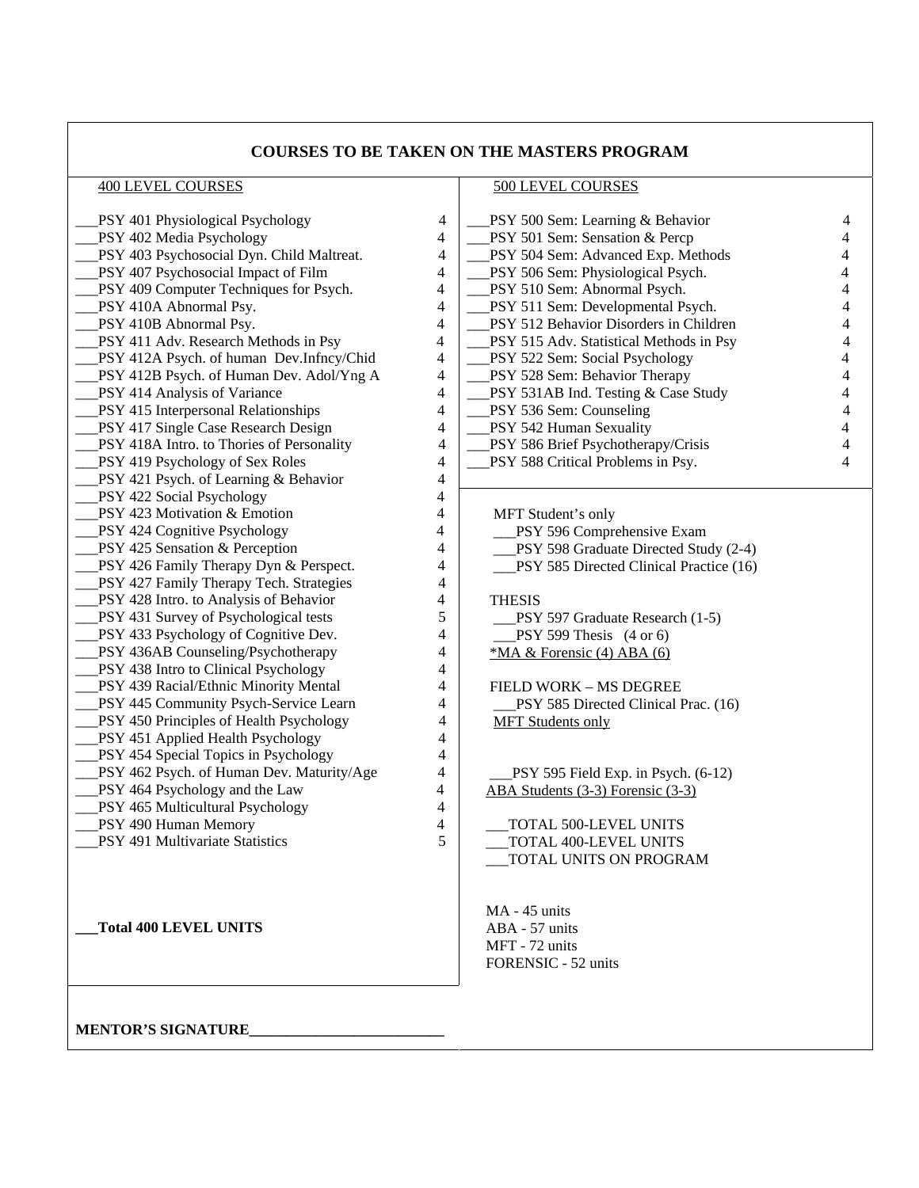## COURSES TO BE TAKEN ON THE MASTERS PROGRAM

### 400 LEVEL COURSES

| Course | Units |
|---|---|
| ___PSY 401 Physiological Psychology | 4 |
| ___PSY 402 Media Psychology | 4 |
| ___PSY 403 Psychosocial Dyn. Child Maltreat. | 4 |
| ___PSY 407 Psychosocial Impact of Film | 4 |
| ___PSY 409 Computer Techniques for Psych. | 4 |
| ___PSY 410A Abnormal Psy. | 4 |
| ___PSY 410B Abnormal Psy. | 4 |
| ___PSY 411 Adv. Research Methods in Psy | 4 |
| ___PSY 412A Psych. of human Dev.Infncy/Chid | 4 |
| ___PSY 412B Psych. of Human Dev. Adol/Yng A | 4 |
| ___PSY 414 Analysis of Variance | 4 |
| ___PSY 415 Interpersonal Relationships | 4 |
| ___PSY 417 Single Case Research Design | 4 |
| ___PSY 418A Intro. to Thories of Personality | 4 |
| ___PSY 419 Psychology of Sex Roles | 4 |
| ___PSY 421 Psych. of Learning & Behavior | 4 |
| ___PSY 422 Social Psychology | 4 |
| ___PSY 423 Motivation & Emotion | 4 |
| ___PSY 424 Cognitive Psychology | 4 |
| ___PSY 425 Sensation & Perception | 4 |
| ___PSY 426 Family Therapy Dyn & Perspect. | 4 |
| ___PSY 427 Family Therapy Tech. Strategies | 4 |
| ___PSY 428 Intro. to Analysis of Behavior | 4 |
| ___PSY 431 Survey of Psychological tests | 5 |
| ___PSY 433 Psychology of Cognitive Dev. | 4 |
| ___PSY 436AB Counseling/Psychotherapy | 4 |
| ___PSY 438 Intro to Clinical Psychology | 4 |
| ___PSY 439 Racial/Ethnic Minority Mental | 4 |
| ___PSY 445 Community Psych-Service Learn | 4 |
| ___PSY 450 Principles of Health Psychology | 4 |
| ___PSY 451 Applied Health Psychology | 4 |
| ___PSY 454 Special Topics in Psychology | 4 |
| ___PSY 462 Psych. of Human Dev. Maturity/Age | 4 |
| ___PSY 464 Psychology and the Law | 4 |
| ___PSY 465 Multicultural Psychology | 4 |
| ___PSY 490 Human Memory | 4 |
| ___PSY 491 Multivariate Statistics | 5 |

**___Total 400 LEVEL UNITS**

### 500 LEVEL COURSES

| Course | Units |
|---|---|
| ___PSY 500 Sem: Learning & Behavior | 4 |
| ___PSY 501 Sem: Sensation & Percp | 4 |
| ___PSY 504 Sem: Advanced Exp. Methods | 4 |
| ___PSY 506 Sem: Physiological Psych. | 4 |
| ___PSY 510 Sem: Abnormal Psych. | 4 |
| ___PSY 511 Sem: Developmental Psych. | 4 |
| ___PSY 512 Behavior Disorders in Children | 4 |
| ___PSY 515 Adv. Statistical Methods in Psy | 4 |
| ___PSY 522 Sem: Social Psychology | 4 |
| ___PSY 528 Sem: Behavior Therapy | 4 |
| ___PSY 531AB Ind. Testing & Case Study | 4 |
| ___PSY 536 Sem: Counseling | 4 |
| ___PSY 542 Human Sexuality | 4 |
| ___PSY 586 Brief Psychotherapy/Crisis | 4 |
| ___PSY 588 Critical Problems in Psy. | 4 |

MFT Student's only

- ___PSY 596 Comprehensive Exam
- ___PSY 598 Graduate Directed Study (2-4)
- ___PSY 585 Directed Clinical Practice (16)

THESIS

- ___PSY 597 Graduate Research (1-5)
- ___PSY 599 Thesis (4 or 6)

*MA & Forensic (4) ABA (6)

FIELD WORK – MS DEGREE

- ___PSY 585 Directed Clinical Prac. (16)

MFT Students only

- ___PSY 595 Field Exp. in Psych. (6-12)

ABA Students (3-3) Forensic (3-3)

___TOTAL 500-LEVEL UNITS
___TOTAL 400-LEVEL UNITS
___TOTAL UNITS ON PROGRAM

MA - 45 units
ABA - 57 units
MFT - 72 units
FORENSIC - 52 units

**MENTOR'S SIGNATURE___________________________**